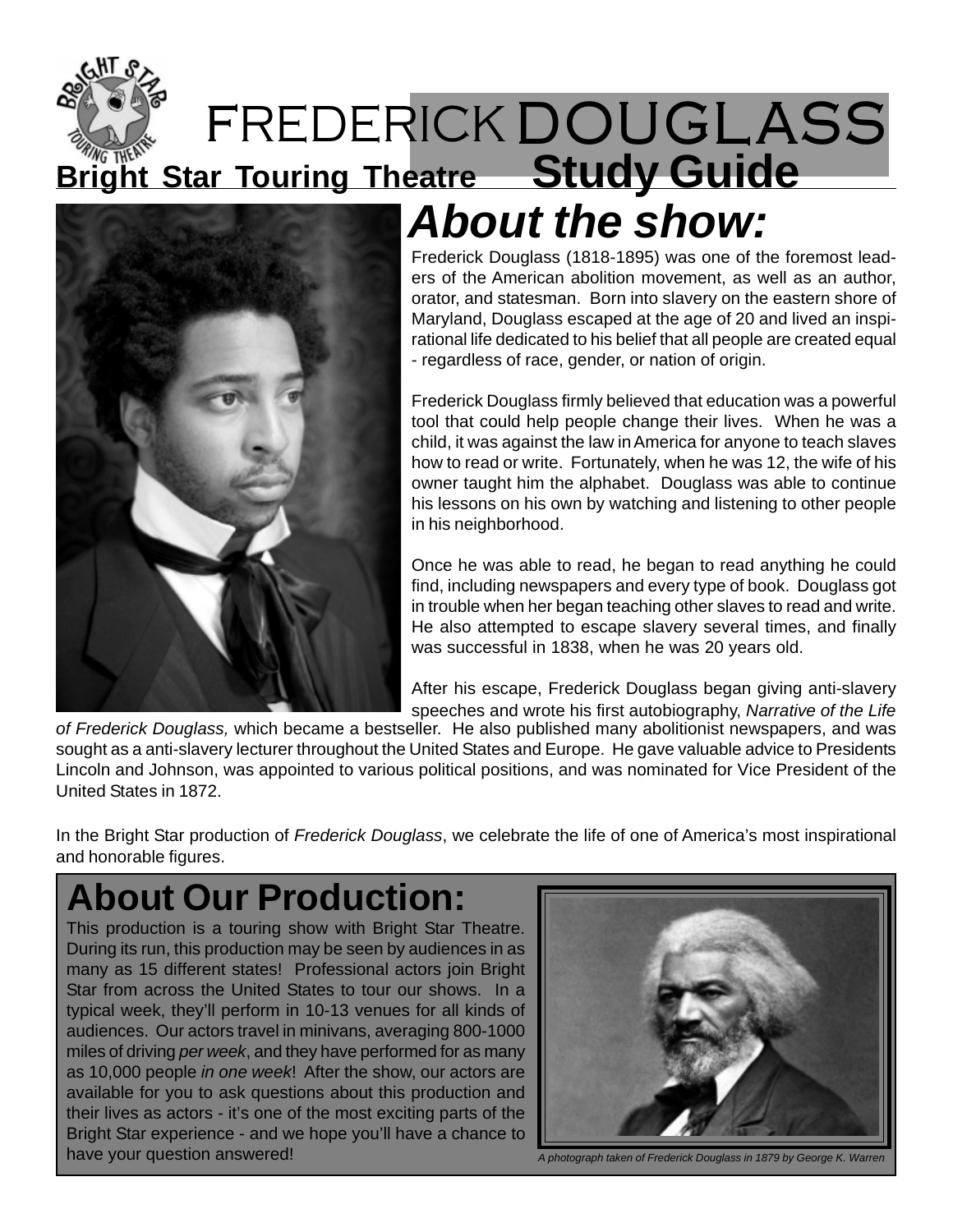# FREDERICK DOUGLASS

**Bright Star Touring Theatre** **Study Guide**

## About the show:

Frederick Douglass (1818-1895) was one of the foremost leaders of the American abolition movement, as well as an author, orator, and statesman. Born into slavery on the eastern shore of Maryland, Douglass escaped at the age of 20 and lived an inspirational life dedicated to his belief that all people are created equal - regardless of race, gender, or nation of origin.

Frederick Douglass firmly believed that education was a powerful tool that could help people change their lives. When he was a child, it was against the law in America for anyone to teach slaves how to read or write. Fortunately, when he was 12, the wife of his owner taught him the alphabet. Douglass was able to continue his lessons on his own by watching and listening to other people in his neighborhood.

Once he was able to read, he began to read anything he could find, including newspapers and every type of book. Douglass got in trouble when her began teaching other slaves to read and write. He also attempted to escape slavery several times, and finally was successful in 1838, when he was 20 years old.

After his escape, Frederick Douglass began giving anti-slavery speeches and wrote his first autobiography, *Narrative of the Life of Frederick Douglass,* which became a bestseller. He also published many abolitionist newspapers, and was sought as a anti-slavery lecturer throughout the United States and Europe. He gave valuable advice to Presidents Lincoln and Johnson, was appointed to various political positions, and was nominated for Vice President of the United States in 1872.

In the Bright Star production of *Frederick Douglass*, we celebrate the life of one of America's most inspirational and honorable figures.

## About Our Production:

This production is a touring show with Bright Star Theatre. During its run, this production may be seen by audiences in as many as 15 different states! Professional actors join Bright Star from across the United States to tour our shows. In a typical week, they'll perform in 10-13 venues for all kinds of audiences. Our actors travel in minivans, averaging 800-1000 miles of driving *per week*, and they have performed for as many as 10,000 people *in one week*! After the show, our actors are available for you to ask questions about this production and their lives as actors - it's one of the most exciting parts of the Bright Star experience - and we hope you'll have a chance to have your question answered!

*A photograph taken of Frederick Douglass in 1879 by George K. Warren*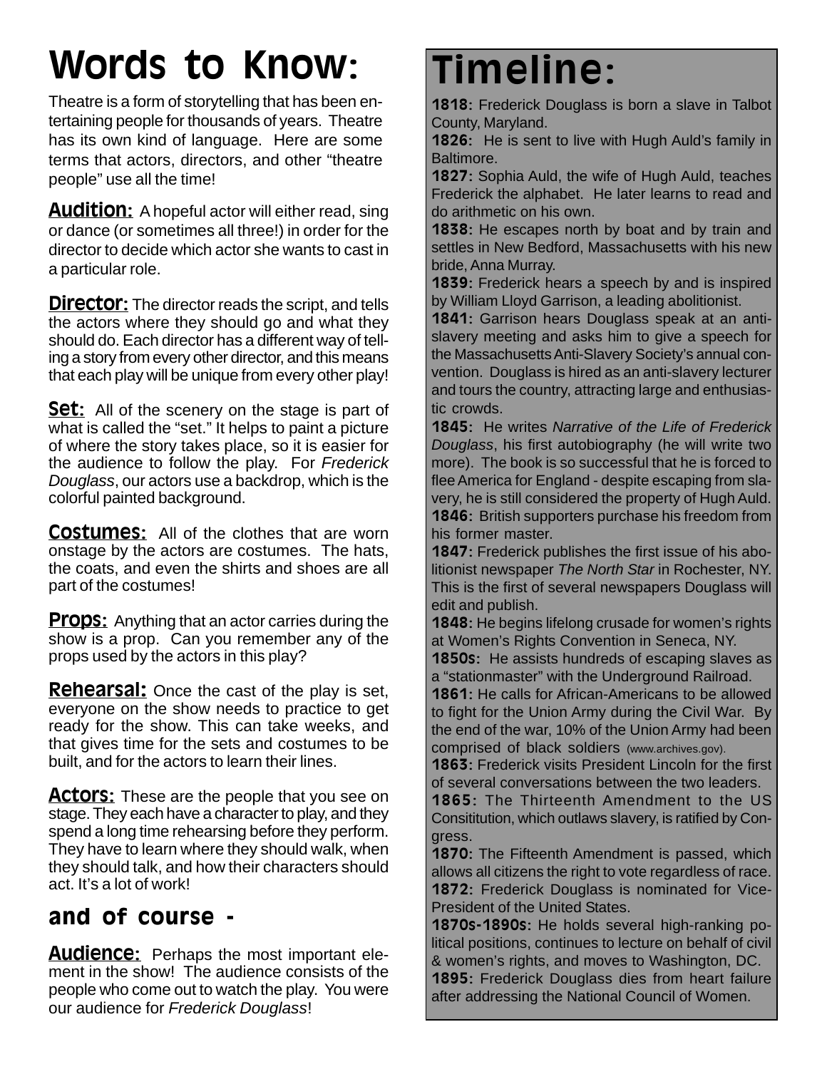# Words to Know:

Theatre is a form of storytelling that has been entertaining people for thousands of years. Theatre has its own kind of language. Here are some terms that actors, directors, and other "theatre people" use all the time!

**Audition:** A hopeful actor will either read, sing or dance (or sometimes all three!) in order for the director to decide which actor she wants to cast in a particular role.

**Director:** The director reads the script, and tells the actors where they should go and what they should do. Each director has a different way of telling a story from every other director, and this means that each play will be unique from every other play!

**Set:** All of the scenery on the stage is part of what is called the "set." It helps to paint a picture of where the story takes place, so it is easier for the audience to follow the play. For *Frederick Douglass*, our actors use a backdrop, which is the colorful painted background.

**Costumes:** All of the clothes that are worn onstage by the actors are costumes. The hats, the coats, and even the shirts and shoes are all part of the costumes!

**Props:** Anything that an actor carries during the show is a prop. Can you remember any of the props used by the actors in this play?

**Rehearsal:** Once the cast of the play is set, everyone on the show needs to practice to get ready for the show. This can take weeks, and that gives time for the sets and costumes to be built, and for the actors to learn their lines.

**Actors:** These are the people that you see on stage. They each have a character to play, and they spend a long time rehearsing before they perform. They have to learn where they should walk, when they should talk, and how their characters should act. It's a lot of work!

## and of course -

**Audience:** Perhaps the most important element in the show! The audience consists of the people who come out to watch the play. You were our audience for *Frederick Douglass*!

# Timeline:

**1818:** Frederick Douglass is born a slave in Talbot County, Maryland.

**1826:** He is sent to live with Hugh Auld's family in Baltimore.

**1827:** Sophia Auld, the wife of Hugh Auld, teaches Frederick the alphabet. He later learns to read and do arithmetic on his own.

**1838:** He escapes north by boat and by train and settles in New Bedford, Massachusetts with his new bride, Anna Murray.

**1839:** Frederick hears a speech by and is inspired by William Lloyd Garrison, a leading abolitionist.

**1841:** Garrison hears Douglass speak at an anti-slavery meeting and asks him to give a speech for the Massachusetts Anti-Slavery Society's annual convention. Douglass is hired as an anti-slavery lecturer and tours the country, attracting large and enthusiastic crowds.

**1845:** He writes *Narrative of the Life of Frederick Douglass*, his first autobiography (he will write two more). The book is so successful that he is forced to flee America for England - despite escaping from slavery, he is still considered the property of Hugh Auld.

**1846:** British supporters purchase his freedom from his former master.

**1847:** Frederick publishes the first issue of his abolitionist newspaper *The North Star* in Rochester, NY. This is the first of several newspapers Douglass will edit and publish.

**1848:** He begins lifelong crusade for women's rights at Women's Rights Convention in Seneca, NY.

**1850s:** He assists hundreds of escaping slaves as a "stationmaster" with the Underground Railroad.

**1861:** He calls for African-Americans to be allowed to fight for the Union Army during the Civil War. By the end of the war, 10% of the Union Army had been comprised of black soldiers (www.archives.gov).

**1863:** Frederick visits President Lincoln for the first of several conversations between the two leaders.

**1865:** The Thirteenth Amendment to the US Consititution, which outlaws slavery, is ratified by Congress.

**1870:** The Fifteenth Amendment is passed, which allows all citizens the right to vote regardless of race.

**1872:** Frederick Douglass is nominated for Vice-President of the United States.

**1870s-1890s:** He holds several high-ranking political positions, continues to lecture on behalf of civil & women's rights, and moves to Washington, DC.

**1895:** Frederick Douglass dies from heart failure after addressing the National Council of Women.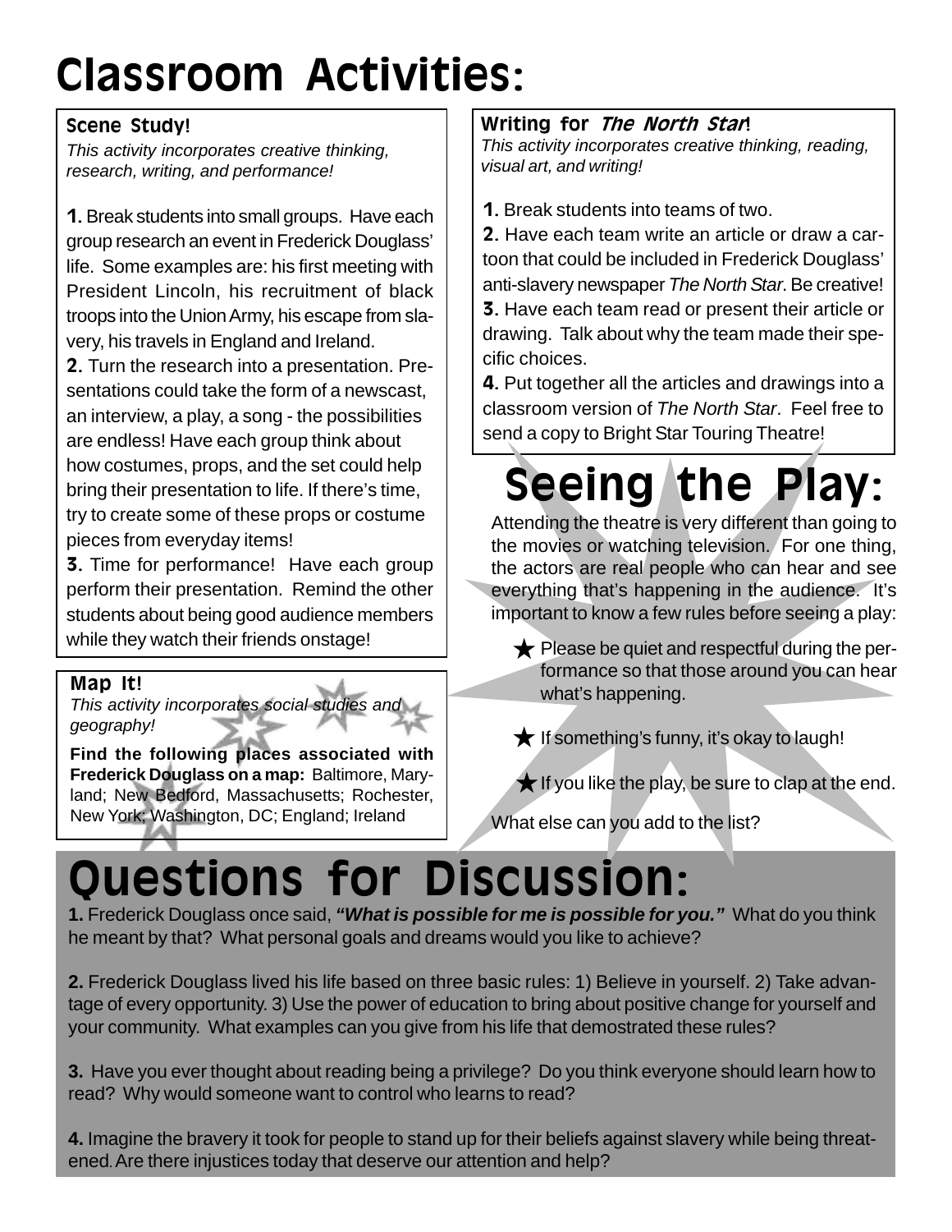# Classroom Activities:

### Scene Study!

*This activity incorporates creative thinking, research, writing, and performance!*

**1.** Break students into small groups. Have each group research an event in Frederick Douglass' life. Some examples are: his first meeting with President Lincoln, his recruitment of black troops into the Union Army, his escape from slavery, his travels in England and Ireland.

**2.** Turn the research into a presentation. Presentations could take the form of a newscast, an interview, a play, a song - the possibilities are endless! Have each group think about how costumes, props, and the set could help bring their presentation to life. If there's time, try to create some of these props or costume pieces from everyday items!

**3.** Time for performance! Have each group perform their presentation. Remind the other students about being good audience members while they watch their friends onstage!

### Map It!

*This activity incorporates social studies and geography!*

**Find the following places associated with Frederick Douglass on a map:** Baltimore, Maryland; New Bedford, Massachusetts; Rochester, New York; Washington, DC; England; Ireland

### Writing for *The North Star*!

*This activity incorporates creative thinking, reading, visual art, and writing!*

**1.** Break students into teams of two.

**2.** Have each team write an article or draw a cartoon that could be included in Frederick Douglass' anti-slavery newspaper *The North Star*. Be creative!

**3.** Have each team read or present their article or drawing. Talk about why the team made their specific choices.

**4.** Put together all the articles and drawings into a classroom version of *The North Star*. Feel free to send a copy to Bright Star Touring Theatre!

# Seeing the Play:

Attending the theatre is very different than going to the movies or watching television. For one thing, the actors are real people who can hear and see everything that's happening in the audience. It's important to know a few rules before seeing a play:

★ Please be quiet and respectful during the performance so that those around you can hear what's happening.

★ If something's funny, it's okay to laugh!

★ If you like the play, be sure to clap at the end.

What else can you add to the list?

# Questions for Discussion:

**1.** Frederick Douglass once said, ***"What is possible for me is possible for you."*** What do you think he meant by that? What personal goals and dreams would you like to achieve?

**2.** Frederick Douglass lived his life based on three basic rules: 1) Believe in yourself. 2) Take advantage of every opportunity. 3) Use the power of education to bring about positive change for yourself and your community. What examples can you give from his life that demostrated these rules?

**3.** Have you ever thought about reading being a privilege? Do you think everyone should learn how to read? Why would someone want to control who learns to read?

**4.** Imagine the bravery it took for people to stand up for their beliefs against slavery while being threatened. Are there injustices today that deserve our attention and help?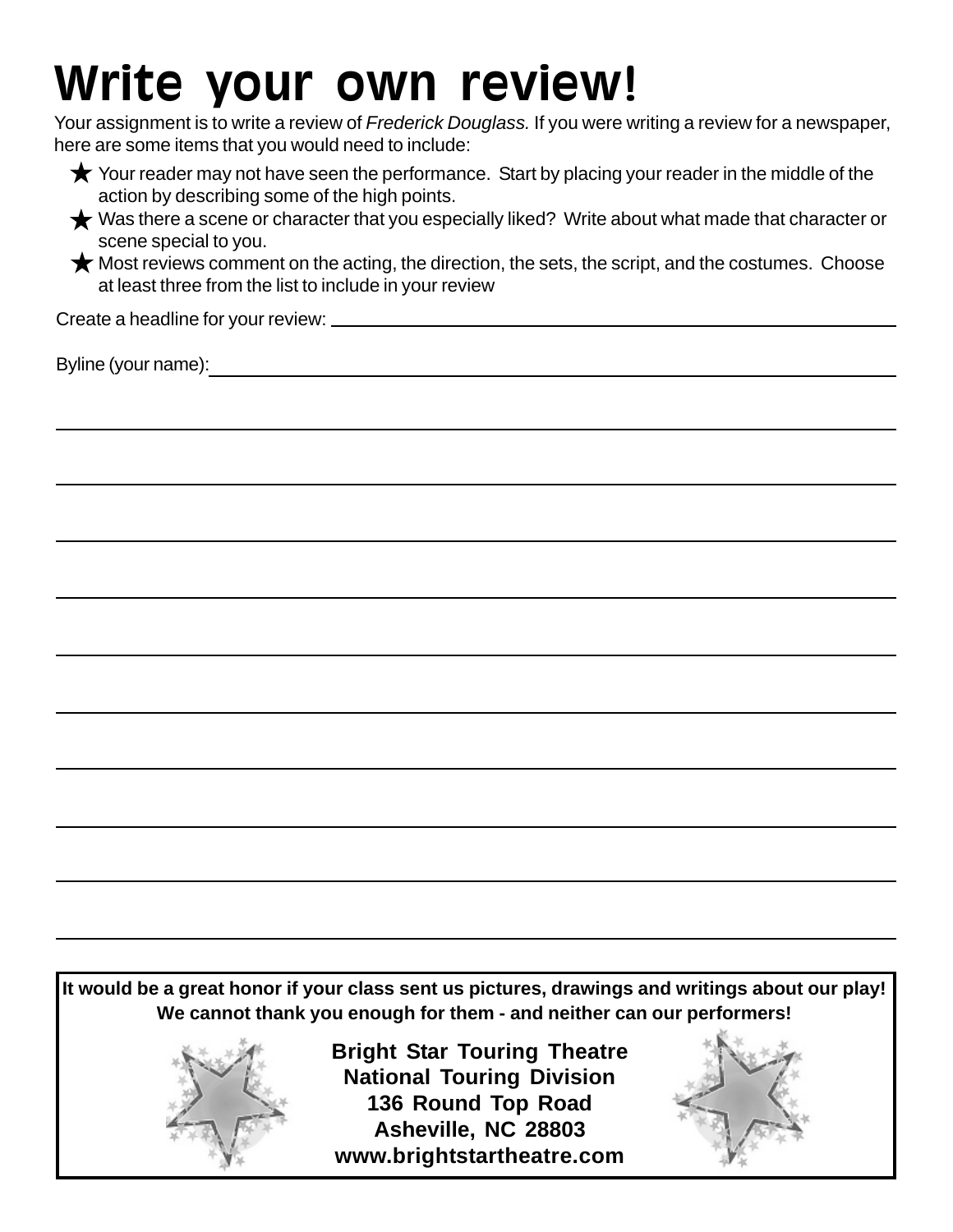# Write your own review!

Your assignment is to write a review of *Frederick Douglass.* If you were writing a review for a newspaper, here are some items that you would need to include:

- ★ Your reader may not have seen the performance. Start by placing your reader in the middle of the action by describing some of the high points.
- ★ Was there a scene or character that you especially liked? Write about what made that character or scene special to you.
- ★ Most reviews comment on the acting, the direction, the sets, the script, and the costumes. Choose at least three from the list to include in your review

Create a headline for your review: ____________________________________________

Byline (your name): ____________________________________________

______________________________________________________________________

______________________________________________________________________

______________________________________________________________________

______________________________________________________________________

______________________________________________________________________

______________________________________________________________________

______________________________________________________________________

______________________________________________________________________

______________________________________________________________________

______________________________________________________________________

**It would be a great honor if your class sent us pictures, drawings and writings about our play! We cannot thank you enough for them - and neither can our performers!**

**Bright Star Touring Theatre**
**National Touring Division**
**136 Round Top Road**
**Asheville, NC 28803**
**www.brightstartheatre.com**